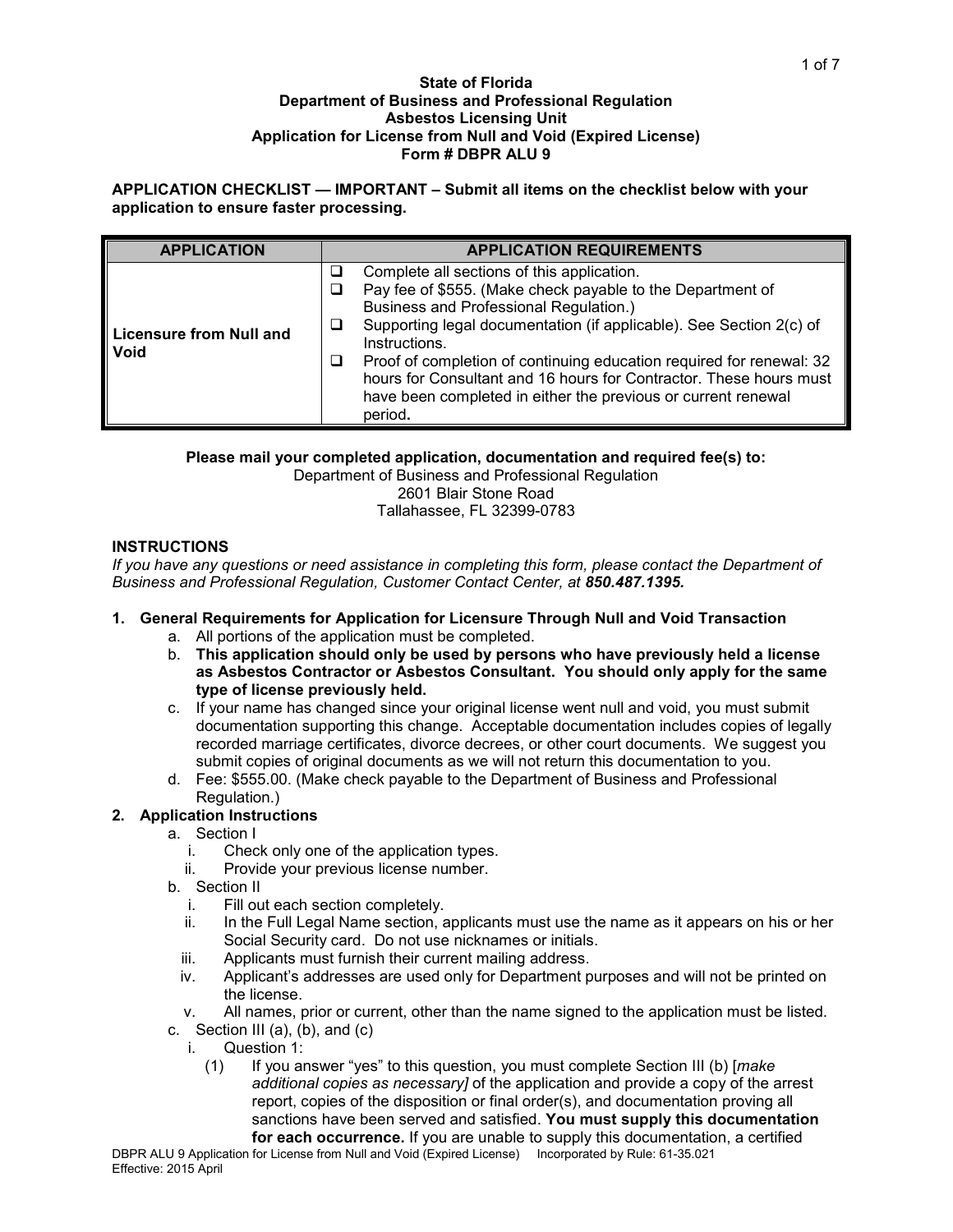**State of Florida**
**Department of Business and Professional Regulation**
**Asbestos Licensing Unit**
**Application for License from Null and Void (Expired License)**
**Form # DBPR ALU 9**

**APPLICATION CHECKLIST — IMPORTANT – Submit all items on the checklist below with your application to ensure faster processing.**

| APPLICATION | APPLICATION REQUIREMENTS |
|---|---|
| **Licensure from Null and Void** | ❑ Complete all sections of this application.<br>❑ Pay fee of $555. (Make check payable to the Department of Business and Professional Regulation.)<br>❑ Supporting legal documentation (if applicable). See Section 2(c) of Instructions.<br>❑ Proof of completion of continuing education required for renewal: 32 hours for Consultant and 16 hours for Contractor. These hours must have been completed in either the previous or current renewal period**.** |

**Please mail your completed application, documentation and required fee(s) to:**
Department of Business and Professional Regulation
2601 Blair Stone Road
Tallahassee, FL 32399-0783

## INSTRUCTIONS

*If you have any questions or need assistance in completing this form, please contact the Department of Business and Professional Regulation, Customer Contact Center, at* ***850.487.1395.***

1. **General Requirements for Application for Licensure Through Null and Void Transaction**
   a. All portions of the application must be completed.
   b. **This application should only be used by persons who have previously held a license as Asbestos Contractor or Asbestos Consultant. You should only apply for the same type of license previously held.**
   c. If your name has changed since your original license went null and void, you must submit documentation supporting this change. Acceptable documentation includes copies of legally recorded marriage certificates, divorce decrees, or other court documents. We suggest you submit copies of original documents as we will not return this documentation to you.
   d. Fee: $555.00. (Make check payable to the Department of Business and Professional Regulation.)

2. **Application Instructions**
   a. Section I
      i. Check only one of the application types.
      ii. Provide your previous license number.
   b. Section II
      i. Fill out each section completely.
      ii. In the Full Legal Name section, applicants must use the name as it appears on his or her Social Security card. Do not use nicknames or initials.
      iii. Applicants must furnish their current mailing address.
      iv. Applicant's addresses are used only for Department purposes and will not be printed on the license.
      v. All names, prior or current, other than the name signed to the application must be listed.
   c. Section III (a), (b), and (c)
      i. Question 1:
         (1) If you answer "yes" to this question, you must complete Section III (b) [*make additional copies as necessary]* of the application and provide a copy of the arrest report, copies of the disposition or final order(s), and documentation proving all sanctions have been served and satisfied. **You must supply this documentation for each occurrence.** If you are unable to supply this documentation, a certified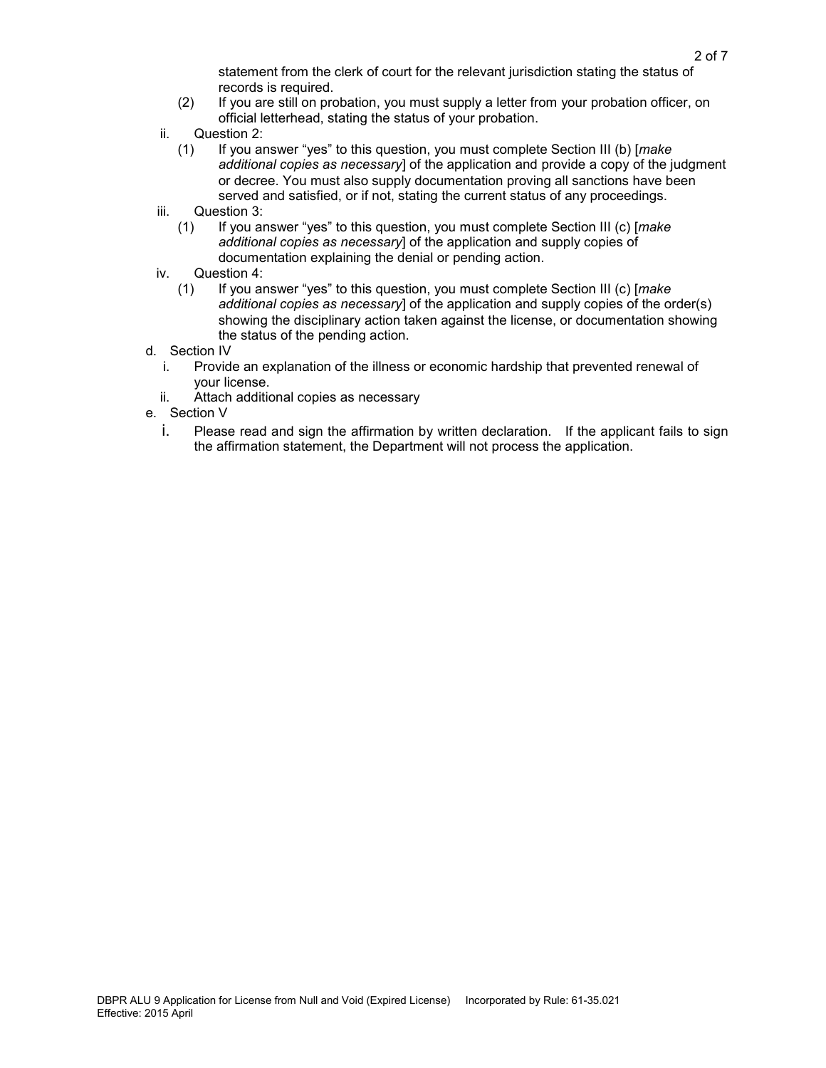statement from the clerk of court for the relevant jurisdiction stating the status of records is required.

(2) If you are still on probation, you must supply a letter from your probation officer, on official letterhead, stating the status of your probation.

ii. Question 2:

(1) If you answer "yes" to this question, you must complete Section III (b) [*make additional copies as necessary*] of the application and provide a copy of the judgment or decree. You must also supply documentation proving all sanctions have been served and satisfied, or if not, stating the current status of any proceedings.

iii. Question 3:

(1) If you answer "yes" to this question, you must complete Section III (c) [*make additional copies as necessary*] of the application and supply copies of documentation explaining the denial or pending action.

iv. Question 4:

(1) If you answer "yes" to this question, you must complete Section III (c) [*make additional copies as necessary*] of the application and supply copies of the order(s) showing the disciplinary action taken against the license, or documentation showing the status of the pending action.

d. Section IV

i. Provide an explanation of the illness or economic hardship that prevented renewal of your license.

ii. Attach additional copies as necessary

e. Section V

i. Please read and sign the affirmation by written declaration. If the applicant fails to sign the affirmation statement, the Department will not process the application.

DBPR ALU 9 Application for License from Null and Void (Expired License) Incorporated by Rule: 61-35.021
Effective: 2015 April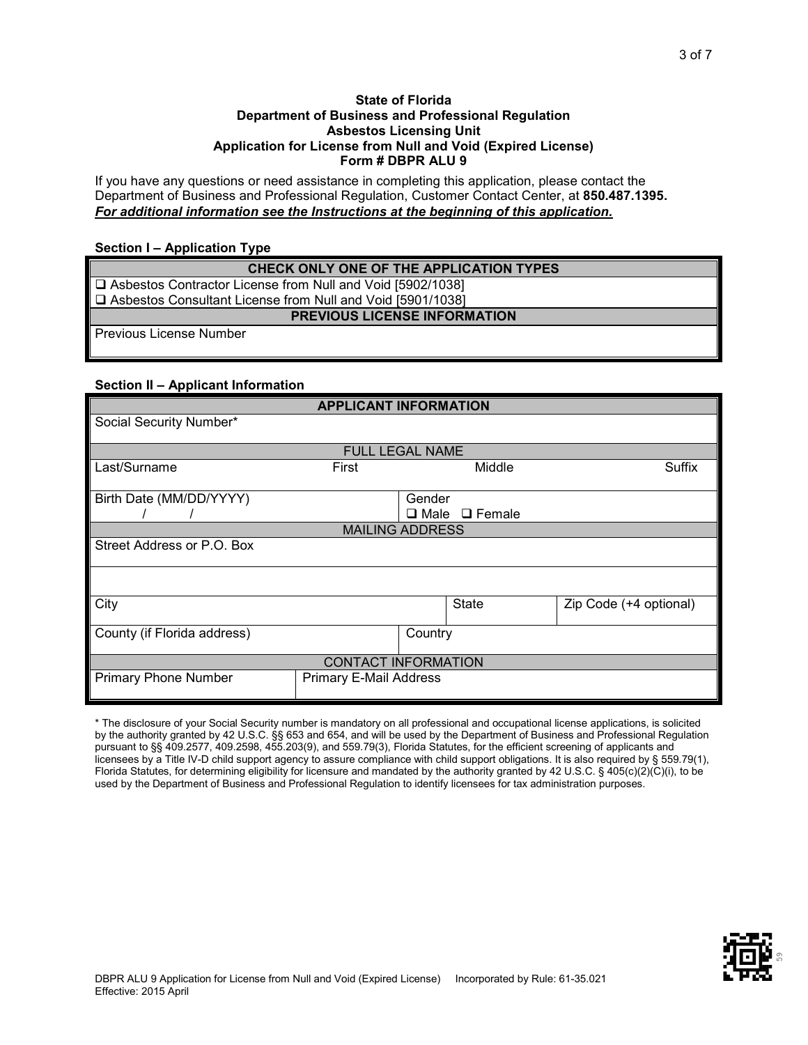**State of Florida**
**Department of Business and Professional Regulation**
**Asbestos Licensing Unit**
**Application for License from Null and Void (Expired License)**
**Form # DBPR ALU 9**

If you have any questions or need assistance in completing this application, please contact the Department of Business and Professional Regulation, Customer Contact Center, at **850.487.1395.**
***For additional information see the Instructions at the beginning of this application.***

### Section I – Application Type

| CHECK ONLY ONE OF THE APPLICATION TYPES |
|---|
| ❑ Asbestos Contractor License from Null and Void [5902/1038] |
| ❑ Asbestos Consultant License from Null and Void [5901/1038] |
| **PREVIOUS LICENSE INFORMATION** |
| Previous License Number |

### Section II – Applicant Information

| APPLICANT INFORMATION | | | |
|---|---|---|---|
| Social Security Number* | | | |
| FULL LEGAL NAME | | | |
| Last/Surname | First | Middle | Suffix |
| Birth Date (MM/DD/YYYY) / / | Gender ❑ Male ❑ Female | | |
| MAILING ADDRESS | | | |
| Street Address or P.O. Box | | | |
| | | | |
| City | State | Zip Code (+4 optional) | |
| County (if Florida address) | Country | | |
| CONTACT INFORMATION | | | |
| Primary Phone Number | Primary E-Mail Address | | |

* The disclosure of your Social Security number is mandatory on all professional and occupational license applications, is solicited by the authority granted by 42 U.S.C. §§ 653 and 654, and will be used by the Department of Business and Professional Regulation pursuant to §§ 409.2577, 409.2598, 455.203(9), and 559.79(3), Florida Statutes, for the efficient screening of applicants and licensees by a Title IV-D child support agency to assure compliance with child support obligations. It is also required by § 559.79(1), Florida Statutes, for determining eligibility for licensure and mandated by the authority granted by 42 U.S.C. § 405(c)(2)(C)(i), to be used by the Department of Business and Professional Regulation to identify licensees for tax administration purposes.

DBPR ALU 9 Application for License from Null and Void (Expired License) Incorporated by Rule: 61-35.021
Effective: 2015 April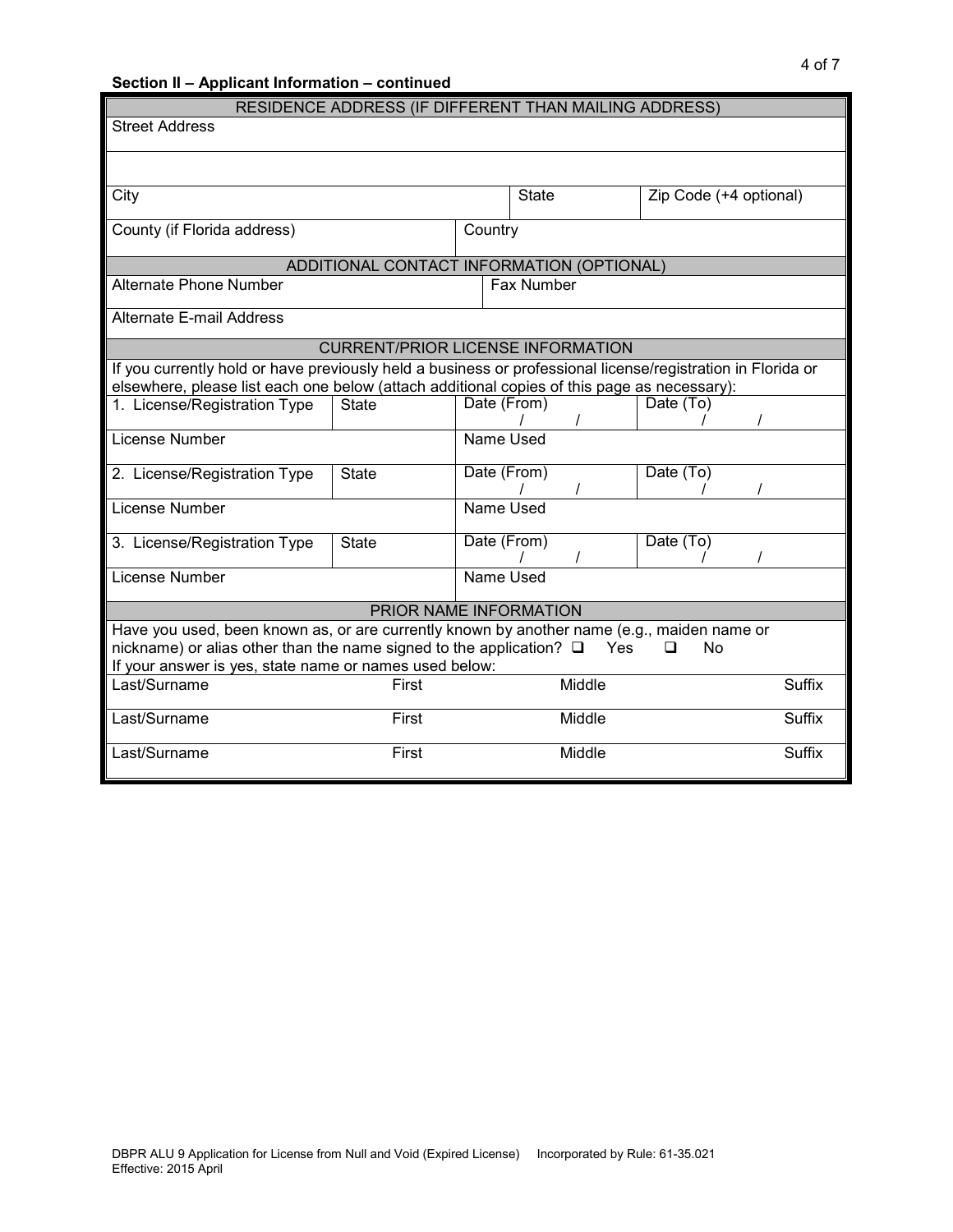**Section II – Applicant Information – continued**

| RESIDENCE ADDRESS (IF DIFFERENT THAN MAILING ADDRESS) | | |
|---|---|---|
| Street Address | | |
| | | |
| City | State | Zip Code (+4 optional) |
| County (if Florida address) | Country | |

| ADDITIONAL CONTACT INFORMATION (OPTIONAL) | |
|---|---|
| Alternate Phone Number | Fax Number |
| Alternate E-mail Address | |

**CURRENT/PRIOR LICENSE INFORMATION**

If you currently hold or have previously held a business or professional license/registration in Florida or elsewhere, please list each one below (attach additional copies of this page as necessary):

| License/Registration Type | State | Date (From) | Date (To) |
|---|---|---|---|
| 1. License/Registration Type | State | Date (From) / / | Date (To) / / |
| License Number | | Name Used | |
| 2. License/Registration Type | State | Date (From) / / | Date (To) / / |
| License Number | | Name Used | |
| 3. License/Registration Type | State | Date (From) / / | Date (To) / / |
| License Number | | Name Used | |

**PRIOR NAME INFORMATION**

Have you used, been known as, or are currently known by another name (e.g., maiden name or nickname) or alias other than the name signed to the application? ☐ Yes ☐ No

If your answer is yes, state name or names used below:

| Last/Surname | First | Middle | Suffix |
|---|---|---|---|
| | | | |
| | | | |
| | | | |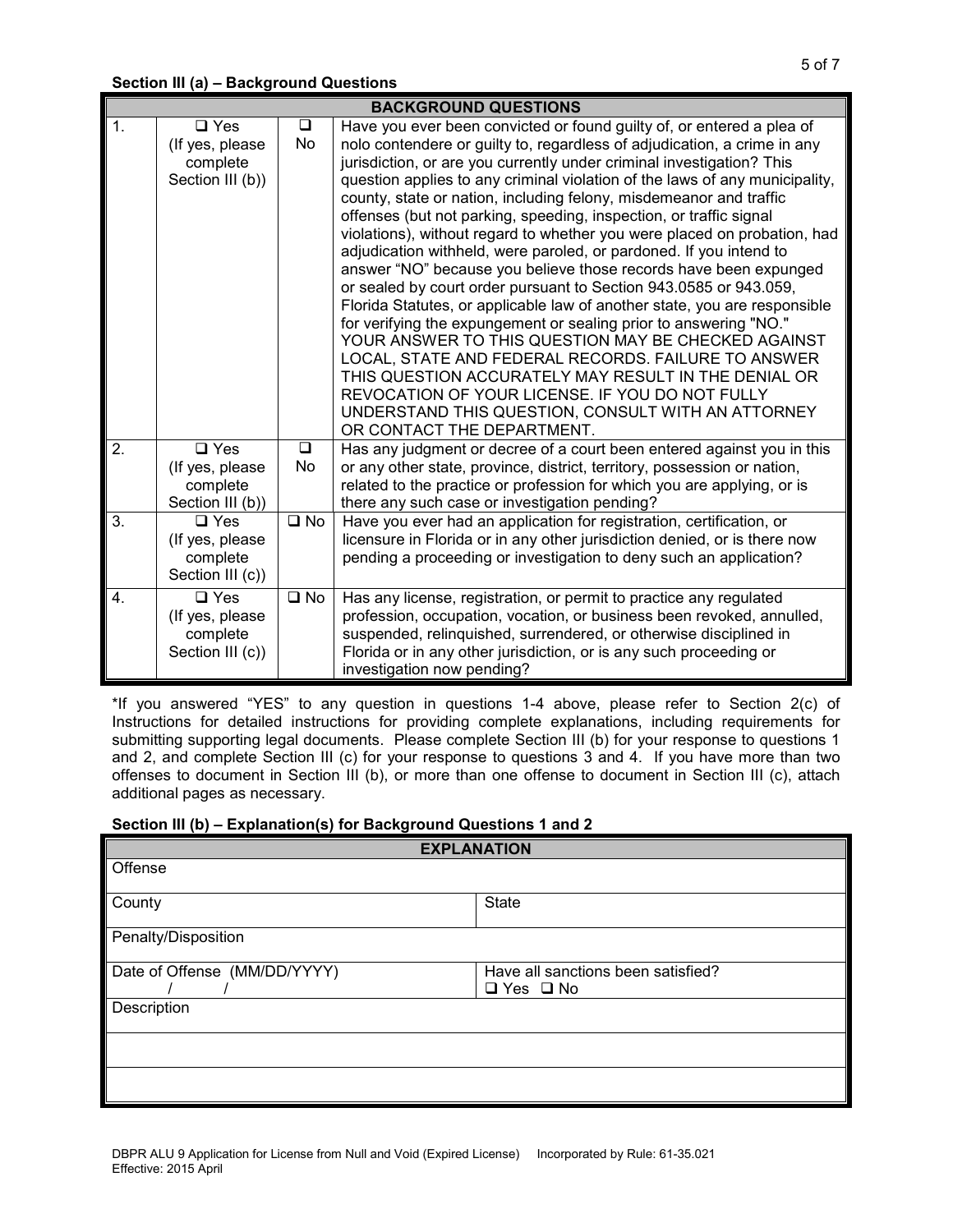**Section III (a) – Background Questions**

| BACKGROUND QUESTIONS | | | |
|---|---|---|---|
| 1. | ❑ Yes (If yes, please complete Section III (b)) | ❑ No | Have you ever been convicted or found guilty of, or entered a plea of nolo contendere or guilty to, regardless of adjudication, a crime in any jurisdiction, or are you currently under criminal investigation? This question applies to any criminal violation of the laws of any municipality, county, state or nation, including felony, misdemeanor and traffic offenses (but not parking, speeding, inspection, or traffic signal violations), without regard to whether you were placed on probation, had adjudication withheld, were paroled, or pardoned. If you intend to answer "NO" because you believe those records have been expunged or sealed by court order pursuant to Section 943.0585 or 943.059, Florida Statutes, or applicable law of another state, you are responsible for verifying the expungement or sealing prior to answering "NO." YOUR ANSWER TO THIS QUESTION MAY BE CHECKED AGAINST LOCAL, STATE AND FEDERAL RECORDS. FAILURE TO ANSWER THIS QUESTION ACCURATELY MAY RESULT IN THE DENIAL OR REVOCATION OF YOUR LICENSE. IF YOU DO NOT FULLY UNDERSTAND THIS QUESTION, CONSULT WITH AN ATTORNEY OR CONTACT THE DEPARTMENT. |
| 2. | ❑ Yes (If yes, please complete Section III (b)) | ❑ No | Has any judgment or decree of a court been entered against you in this or any other state, province, district, territory, possession or nation, related to the practice or profession for which you are applying, or is there any such case or investigation pending? |
| 3. | ❑ Yes (If yes, please complete Section III (c)) | ❑ No | Have you ever had an application for registration, certification, or licensure in Florida or in any other jurisdiction denied, or is there now pending a proceeding or investigation to deny such an application? |
| 4. | ❑ Yes (If yes, please complete Section III (c)) | ❑ No | Has any license, registration, or permit to practice any regulated profession, occupation, vocation, or business been revoked, annulled, suspended, relinquished, surrendered, or otherwise disciplined in Florida or in any other jurisdiction, or is any such proceeding or investigation now pending? |

*If you answered "YES" to any question in questions 1-4 above, please refer to Section 2(c) of Instructions for detailed instructions for providing complete explanations, including requirements for submitting supporting legal documents. Please complete Section III (b) for your response to questions 1 and 2, and complete Section III (c) for your response to questions 3 and 4. If you have more than two offenses to document in Section III (b), or more than one offense to document in Section III (c), attach additional pages as necessary.

**Section III (b) – Explanation(s) for Background Questions 1 and 2**

| EXPLANATION | |
|---|---|
| Offense | |
| County | State |
| Penalty/Disposition | |
| Date of Offense (MM/DD/YYYY) / / | Have all sanctions been satisfied? ❑ Yes ❑ No |
| Description | |
| | |
| | |

DBPR ALU 9 Application for License from Null and Void (Expired License) Incorporated by Rule: 61-35.021
Effective: 2015 April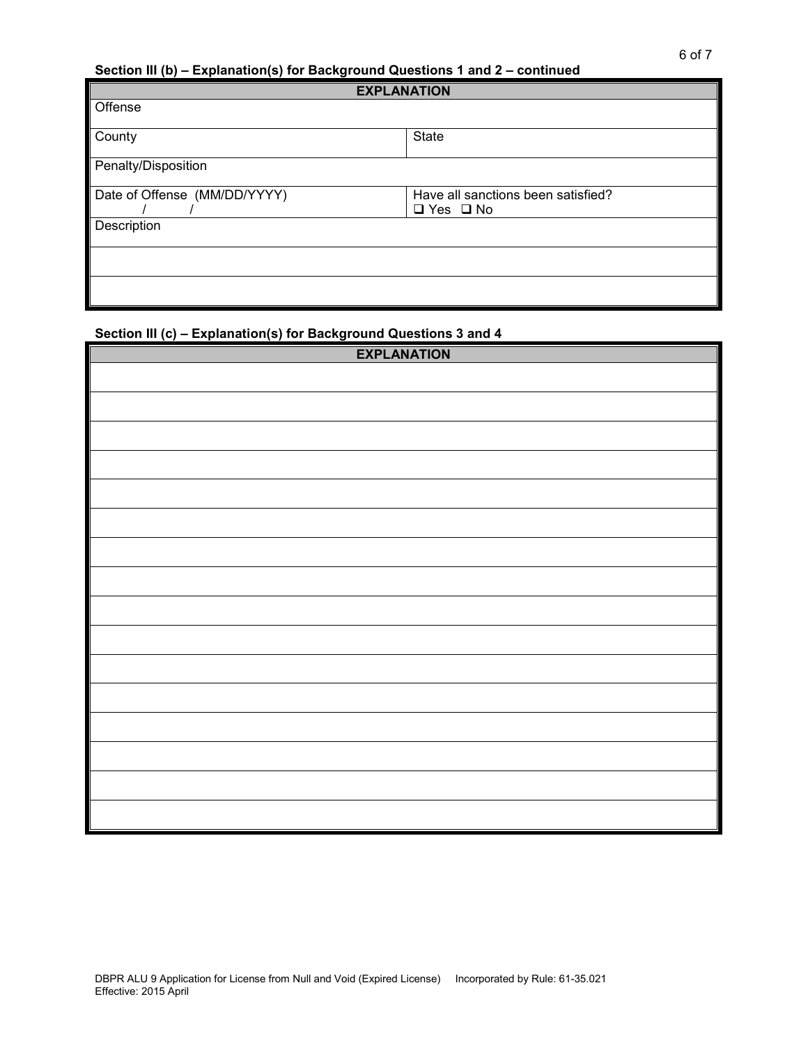**Section III (b) – Explanation(s) for Background Questions 1 and 2 – continued**

| EXPLANATION | |
|---|---|
| Offense | |
| County | State |
| Penalty/Disposition | |
| Date of Offense (MM/DD/YYYY) / / | Have all sanctions been satisfied? ❑ Yes ❑ No |
| Description | |
| | |
| | |

**Section III (c) – Explanation(s) for Background Questions 3 and 4**

| EXPLANATION |
|---|
| |
| |
| |
| |
| |
| |
| |
| |
| |
| |
| |
| |
| |
| |
| |
| |

DBPR ALU 9 Application for License from Null and Void (Expired License) Incorporated by Rule: 61-35.021
Effective: 2015 April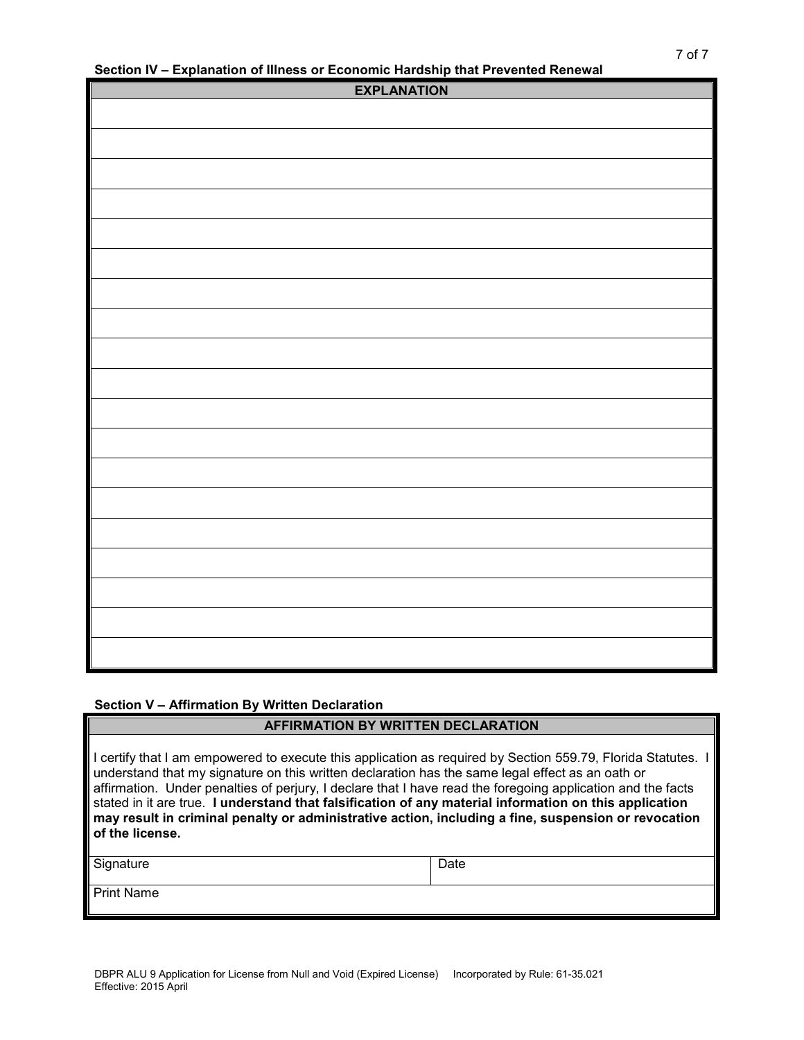### Section IV – Explanation of Illness or Economic Hardship that Prevented Renewal

| EXPLANATION |
| --- |
| |
| |
| |
| |
| |
| |
| |
| |
| |
| |
| |
| |
| |
| |
| |
| |
| |
| |
| |

### Section V – Affirmation By Written Declaration

**AFFIRMATION BY WRITTEN DECLARATION**

I certify that I am empowered to execute this application as required by Section 559.79, Florida Statutes. I understand that my signature on this written declaration has the same legal effect as an oath or affirmation. Under penalties of perjury, I declare that I have read the foregoing application and the facts stated in it are true. **I understand that falsification of any material information on this application may result in criminal penalty or administrative action, including a fine, suspension or revocation of the license.**

| | |
| --- | --- |
| Signature | Date |
| Print Name | |

DBPR ALU 9 Application for License from Null and Void (Expired License) Incorporated by Rule: 61-35.021
Effective: 2015 April